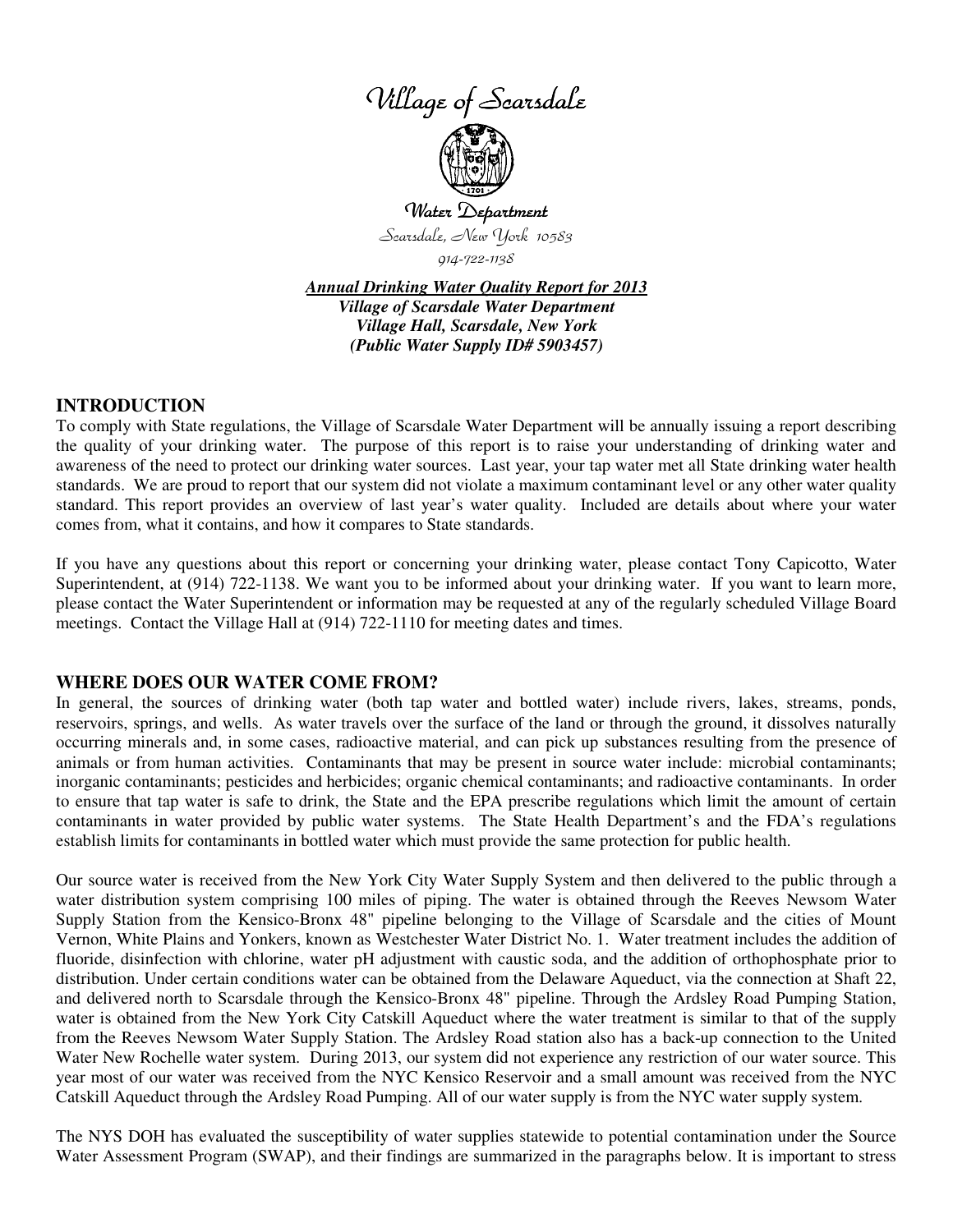# Village of Scarsdale

## Water Department

Scarsdale, New York 10583

914-722-1138

***Annual Drinking Water Quality Report for 2013***
***Village of Scarsdale Water Department***
***Village Hall, Scarsdale, New York***
***(Public Water Supply ID# 5903457)***

## INTRODUCTION

To comply with State regulations, the Village of Scarsdale Water Department will be annually issuing a report describing the quality of your drinking water. The purpose of this report is to raise your understanding of drinking water and awareness of the need to protect our drinking water sources. Last year, your tap water met all State drinking water health standards. We are proud to report that our system did not violate a maximum contaminant level or any other water quality standard. This report provides an overview of last year's water quality. Included are details about where your water comes from, what it contains, and how it compares to State standards.

If you have any questions about this report or concerning your drinking water, please contact Tony Capicotto, Water Superintendent, at (914) 722-1138. We want you to be informed about your drinking water. If you want to learn more, please contact the Water Superintendent or information may be requested at any of the regularly scheduled Village Board meetings. Contact the Village Hall at (914) 722-1110 for meeting dates and times.

## WHERE DOES OUR WATER COME FROM?

In general, the sources of drinking water (both tap water and bottled water) include rivers, lakes, streams, ponds, reservoirs, springs, and wells. As water travels over the surface of the land or through the ground, it dissolves naturally occurring minerals and, in some cases, radioactive material, and can pick up substances resulting from the presence of animals or from human activities. Contaminants that may be present in source water include: microbial contaminants; inorganic contaminants; pesticides and herbicides; organic chemical contaminants; and radioactive contaminants. In order to ensure that tap water is safe to drink, the State and the EPA prescribe regulations which limit the amount of certain contaminants in water provided by public water systems. The State Health Department's and the FDA's regulations establish limits for contaminants in bottled water which must provide the same protection for public health.

Our source water is received from the New York City Water Supply System and then delivered to the public through a water distribution system comprising 100 miles of piping. The water is obtained through the Reeves Newsom Water Supply Station from the Kensico-Bronx 48" pipeline belonging to the Village of Scarsdale and the cities of Mount Vernon, White Plains and Yonkers, known as Westchester Water District No. 1. Water treatment includes the addition of fluoride, disinfection with chlorine, water pH adjustment with caustic soda, and the addition of orthophosphate prior to distribution. Under certain conditions water can be obtained from the Delaware Aqueduct, via the connection at Shaft 22, and delivered north to Scarsdale through the Kensico-Bronx 48" pipeline. Through the Ardsley Road Pumping Station, water is obtained from the New York City Catskill Aqueduct where the water treatment is similar to that of the supply from the Reeves Newsom Water Supply Station. The Ardsley Road station also has a back-up connection to the United Water New Rochelle water system. During 2013, our system did not experience any restriction of our water source. This year most of our water was received from the NYC Kensico Reservoir and a small amount was received from the NYC Catskill Aqueduct through the Ardsley Road Pumping. All of our water supply is from the NYC water supply system.

The NYS DOH has evaluated the susceptibility of water supplies statewide to potential contamination under the Source Water Assessment Program (SWAP), and their findings are summarized in the paragraphs below. It is important to stress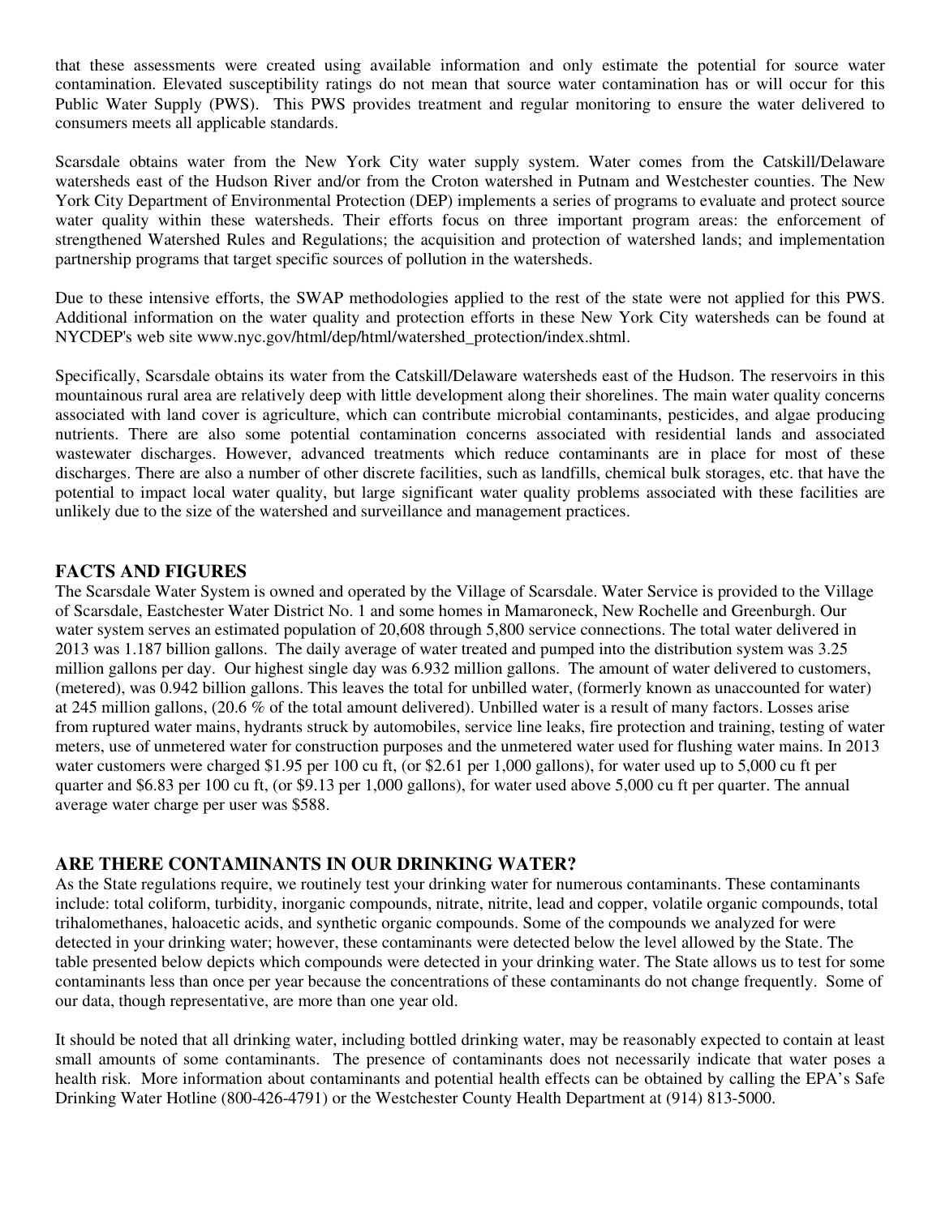that these assessments were created using available information and only estimate the potential for source water contamination. Elevated susceptibility ratings do not mean that source water contamination has or will occur for this Public Water Supply (PWS). This PWS provides treatment and regular monitoring to ensure the water delivered to consumers meets all applicable standards.

Scarsdale obtains water from the New York City water supply system. Water comes from the Catskill/Delaware watersheds east of the Hudson River and/or from the Croton watershed in Putnam and Westchester counties. The New York City Department of Environmental Protection (DEP) implements a series of programs to evaluate and protect source water quality within these watersheds. Their efforts focus on three important program areas: the enforcement of strengthened Watershed Rules and Regulations; the acquisition and protection of watershed lands; and implementation partnership programs that target specific sources of pollution in the watersheds.

Due to these intensive efforts, the SWAP methodologies applied to the rest of the state were not applied for this PWS. Additional information on the water quality and protection efforts in these New York City watersheds can be found at NYCDEP's web site www.nyc.gov/html/dep/html/watershed_protection/index.shtml.

Specifically, Scarsdale obtains its water from the Catskill/Delaware watersheds east of the Hudson. The reservoirs in this mountainous rural area are relatively deep with little development along their shorelines. The main water quality concerns associated with land cover is agriculture, which can contribute microbial contaminants, pesticides, and algae producing nutrients. There are also some potential contamination concerns associated with residential lands and associated wastewater discharges. However, advanced treatments which reduce contaminants are in place for most of these discharges. There are also a number of other discrete facilities, such as landfills, chemical bulk storages, etc. that have the potential to impact local water quality, but large significant water quality problems associated with these facilities are unlikely due to the size of the watershed and surveillance and management practices.

## FACTS AND FIGURES

The Scarsdale Water System is owned and operated by the Village of Scarsdale. Water Service is provided to the Village of Scarsdale, Eastchester Water District No. 1 and some homes in Mamaroneck, New Rochelle and Greenburgh. Our water system serves an estimated population of 20,608 through 5,800 service connections. The total water delivered in 2013 was 1.187 billion gallons. The daily average of water treated and pumped into the distribution system was 3.25 million gallons per day. Our highest single day was 6.932 million gallons. The amount of water delivered to customers, (metered), was 0.942 billion gallons. This leaves the total for unbilled water, (formerly known as unaccounted for water) at 245 million gallons, (20.6 % of the total amount delivered). Unbilled water is a result of many factors. Losses arise from ruptured water mains, hydrants struck by automobiles, service line leaks, fire protection and training, testing of water meters, use of unmetered water for construction purposes and the unmetered water used for flushing water mains. In 2013 water customers were charged $1.95 per 100 cu ft, (or $2.61 per 1,000 gallons), for water used up to 5,000 cu ft per quarter and $6.83 per 100 cu ft, (or $9.13 per 1,000 gallons), for water used above 5,000 cu ft per quarter. The annual average water charge per user was $588.

## ARE THERE CONTAMINANTS IN OUR DRINKING WATER?

As the State regulations require, we routinely test your drinking water for numerous contaminants. These contaminants include: total coliform, turbidity, inorganic compounds, nitrate, nitrite, lead and copper, volatile organic compounds, total trihalomethanes, haloacetic acids, and synthetic organic compounds. Some of the compounds we analyzed for were detected in your drinking water; however, these contaminants were detected below the level allowed by the State. The table presented below depicts which compounds were detected in your drinking water. The State allows us to test for some contaminants less than once per year because the concentrations of these contaminants do not change frequently. Some of our data, though representative, are more than one year old.

It should be noted that all drinking water, including bottled drinking water, may be reasonably expected to contain at least small amounts of some contaminants. The presence of contaminants does not necessarily indicate that water poses a health risk. More information about contaminants and potential health effects can be obtained by calling the EPA's Safe Drinking Water Hotline (800-426-4791) or the Westchester County Health Department at (914) 813-5000.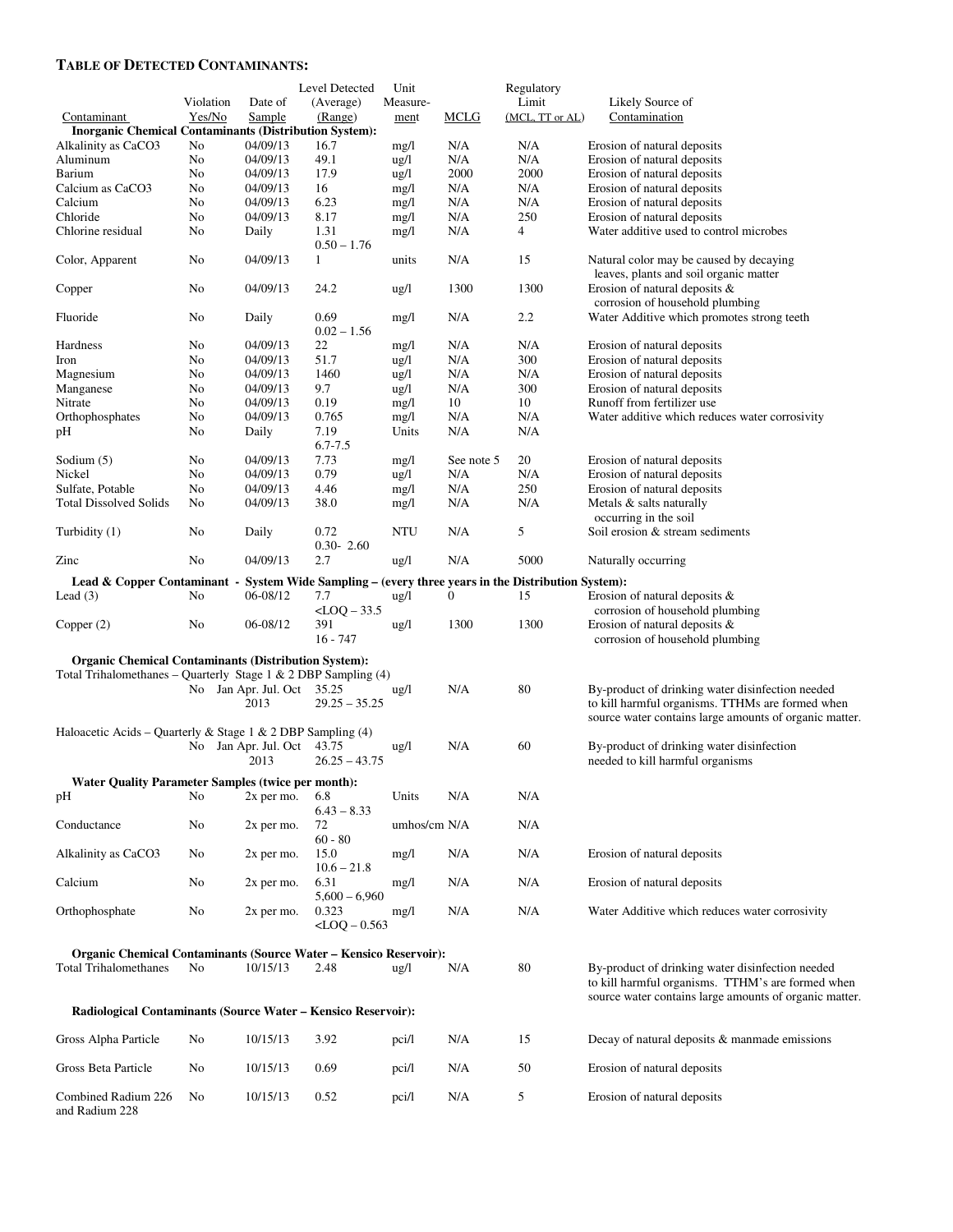**TABLE OF DETECTED CONTAMINANTS:**

| Contaminant | Violation Yes/No | Date of Sample | Level Detected (Average) (Range) | Unit Measure-ment | MCLG | Regulatory Limit (MCL, TT or AL) | Likely Source of Contamination |
|---|---|---|---|---|---|---|---|
| **Inorganic Chemical Contaminants (Distribution System):** | | | | | | | |
| Alkalinity as CaCO3 | No | 04/09/13 | 16.7 | mg/l | N/A | N/A | Erosion of natural deposits |
| Aluminum | No | 04/09/13 | 49.1 | ug/l | N/A | N/A | Erosion of natural deposits |
| Barium | No | 04/09/13 | 17.9 | ug/l | 2000 | 2000 | Erosion of natural deposits |
| Calcium as CaCO3 | No | 04/09/13 | 16 | mg/l | N/A | N/A | Erosion of natural deposits |
| Calcium | No | 04/09/13 | 6.23 | mg/l | N/A | N/A | Erosion of natural deposits |
| Chloride | No | 04/09/13 | 8.17 | mg/l | N/A | 250 | Erosion of natural deposits |
| Chlorine residual | No | Daily | 1.31<br>0.50 – 1.76 | mg/l | N/A | 4 | Water additive used to control microbes |
| Color, Apparent | No | 04/09/13 | 1 | units | N/A | 15 | Natural color may be caused by decaying leaves, plants and soil organic matter |
| Copper | No | 04/09/13 | 24.2 | ug/l | 1300 | 1300 | Erosion of natural deposits & corrosion of household plumbing |
| Fluoride | No | Daily | 0.69<br>0.02 – 1.56 | mg/l | N/A | 2.2 | Water Additive which promotes strong teeth |
| Hardness | No | 04/09/13 | 22 | mg/l | N/A | N/A | Erosion of natural deposits |
| Iron | No | 04/09/13 | 51.7 | ug/l | N/A | 300 | Erosion of natural deposits |
| Magnesium | No | 04/09/13 | 1460 | ug/l | N/A | N/A | Erosion of natural deposits |
| Manganese | No | 04/09/13 | 9.7 | ug/l | N/A | 300 | Erosion of natural deposits |
| Nitrate | No | 04/09/13 | 0.19 | mg/l | 10 | 10 | Runoff from fertilizer use |
| Orthophosphates | No | 04/09/13 | 0.765 | mg/l | N/A | N/A | Water additive which reduces water corrosivity |
| pH | No | Daily | 7.19<br>6.7-7.5 | Units | N/A | N/A | |
| Sodium (5) | No | 04/09/13 | 7.73 | mg/l | See note 5 | 20 | Erosion of natural deposits |
| Nickel | No | 04/09/13 | 0.79 | ug/l | N/A | N/A | Erosion of natural deposits |
| Sulfate, Potable | No | 04/09/13 | 4.46 | mg/l | N/A | 250 | Erosion of natural deposits |
| Total Dissolved Solids | No | 04/09/13 | 38.0 | mg/l | N/A | N/A | Metals & salts naturally occurring in the soil |
| Turbidity (1) | No | Daily | 0.72<br>0.30- 2.60 | NTU | N/A | 5 | Soil erosion & stream sediments |
| Zinc | No | 04/09/13 | 2.7 | ug/l | N/A | 5000 | Naturally occurring |
| **Lead & Copper Contaminant - System Wide Sampling – (every three years in the Distribution System):** | | | | | | | |
| Lead (3) | No | 06-08/12 | 7.7<br><LOQ – 33.5 | ug/l | 0 | 15 | Erosion of natural deposits & corrosion of household plumbing |
| Copper (2) | No | 06-08/12 | 391<br>16 - 747 | ug/l | 1300 | 1300 | Erosion of natural deposits & corrosion of household plumbing |
| **Organic Chemical Contaminants (Distribution System):** | | | | | | | |
| Total Trihalomethanes – Quarterly Stage 1 & 2 DBP Sampling (4) | No | Jan Apr. Jul. Oct 2013 | 35.25<br>29.25 – 35.25 | ug/l | N/A | 80 | By-product of drinking water disinfection needed to kill harmful organisms. TTHMs are formed when source water contains large amounts of organic matter. |
| Haloacetic Acids – Quarterly & Stage 1 & 2 DBP Sampling (4) | No | Jan Apr. Jul. Oct 2013 | 43.75<br>26.25 – 43.75 | ug/l | N/A | 60 | By-product of drinking water disinfection needed to kill harmful organisms |
| **Water Quality Parameter Samples (twice per month):** | | | | | | | |
| pH | No | 2x per mo. | 6.8<br>6.43 – 8.33 | Units | N/A | N/A | |
| Conductance | No | 2x per mo. | 72<br>60 - 80 | umhos/cm | N/A | N/A | |
| Alkalinity as CaCO3 | No | 2x per mo. | 15.0<br>10.6 – 21.8 | mg/l | N/A | N/A | Erosion of natural deposits |
| Calcium | No | 2x per mo. | 6.31<br>5,600 – 6,960 | mg/l | N/A | N/A | Erosion of natural deposits |
| Orthophosphate | No | 2x per mo. | 0.323<br><LOQ – 0.563 | mg/l | N/A | N/A | Water Additive which reduces water corrosivity |
| **Organic Chemical Contaminants (Source Water – Kensico Reservoir):** | | | | | | | |
| Total Trihalomethanes | No | 10/15/13 | 2.48 | ug/l | N/A | 80 | By-product of drinking water disinfection needed to kill harmful organisms. TTHM's are formed when source water contains large amounts of organic matter. |
| **Radiological Contaminants (Source Water – Kensico Reservoir):** | | | | | | | |
| Gross Alpha Particle | No | 10/15/13 | 3.92 | pci/l | N/A | 15 | Decay of natural deposits & manmade emissions |
| Gross Beta Particle | No | 10/15/13 | 0.69 | pci/l | N/A | 50 | Erosion of natural deposits |
| Combined Radium 226 and Radium 228 | No | 10/15/13 | 0.52 | pci/l | N/A | 5 | Erosion of natural deposits |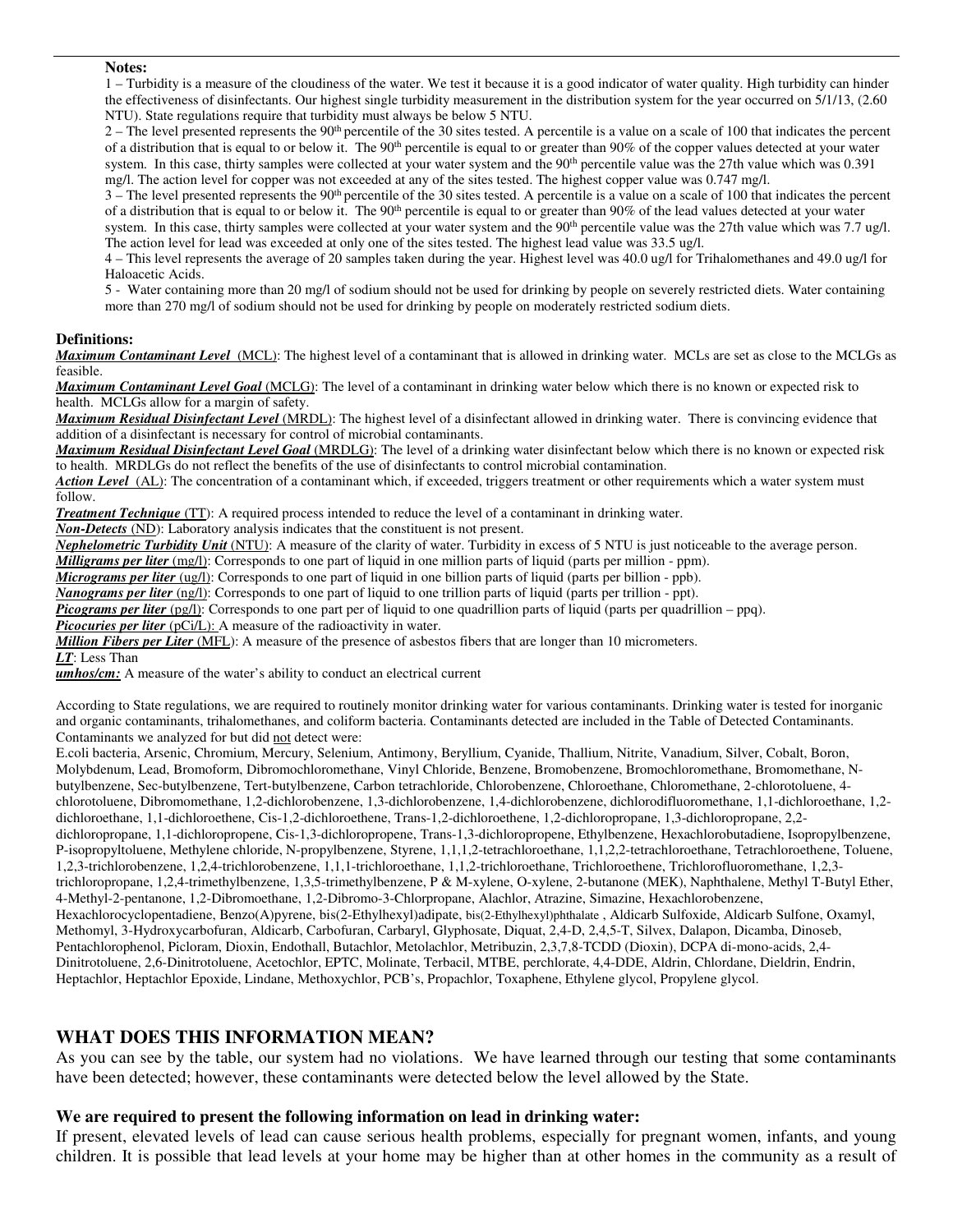**Notes:**

1 – Turbidity is a measure of the cloudiness of the water. We test it because it is a good indicator of water quality. High turbidity can hinder the effectiveness of disinfectants. Our highest single turbidity measurement in the distribution system for the year occurred on 5/1/13, (2.60 NTU). State regulations require that turbidity must always be below 5 NTU.

2 – The level presented represents the 90th percentile of the 30 sites tested. A percentile is a value on a scale of 100 that indicates the percent of a distribution that is equal to or below it. The 90th percentile is equal to or greater than 90% of the copper values detected at your water system. In this case, thirty samples were collected at your water system and the 90th percentile value was the 27th value which was 0.391 mg/l. The action level for copper was not exceeded at any of the sites tested. The highest copper value was 0.747 mg/l.

3 – The level presented represents the 90th percentile of the 30 sites tested. A percentile is a value on a scale of 100 that indicates the percent of a distribution that is equal to or below it. The 90th percentile is equal to or greater than 90% of the lead values detected at your water system. In this case, thirty samples were collected at your water system and the 90th percentile value was the 27th value which was 7.7 ug/l. The action level for lead was exceeded at only one of the sites tested. The highest lead value was 33.5 ug/l.

4 – This level represents the average of 20 samples taken during the year. Highest level was 40.0 ug/l for Trihalomethanes and 49.0 ug/l for Haloacetic Acids.

5 - Water containing more than 20 mg/l of sodium should not be used for drinking by people on severely restricted diets. Water containing more than 270 mg/l of sodium should not be used for drinking by people on moderately restricted sodium diets.

**Definitions:**

***Maximum Contaminant Level*** (MCL): The highest level of a contaminant that is allowed in drinking water. MCLs are set as close to the MCLGs as feasible.

***Maximum Contaminant Level Goal*** (MCLG): The level of a contaminant in drinking water below which there is no known or expected risk to health. MCLGs allow for a margin of safety.

***Maximum Residual Disinfectant Level*** (MRDL): The highest level of a disinfectant allowed in drinking water. There is convincing evidence that addition of a disinfectant is necessary for control of microbial contaminants.

***Maximum Residual Disinfectant Level Goal*** (MRDLG): The level of a drinking water disinfectant below which there is no known or expected risk to health. MRDLGs do not reflect the benefits of the use of disinfectants to control microbial contamination.

***Action Level*** (AL): The concentration of a contaminant which, if exceeded, triggers treatment or other requirements which a water system must follow.

***Treatment Technique*** (TT): A required process intended to reduce the level of a contaminant in drinking water.

***Non-Detects*** (ND): Laboratory analysis indicates that the constituent is not present.

***Nephelometric Turbidity Unit*** (NTU): A measure of the clarity of water. Turbidity in excess of 5 NTU is just noticeable to the average person.

***Milligrams per liter*** (mg/l): Corresponds to one part of liquid in one million parts of liquid (parts per million - ppm).

***Micrograms per liter*** (ug/l): Corresponds to one part of liquid in one billion parts of liquid (parts per billion - ppb).

***Nanograms per liter*** (ng/l): Corresponds to one part of liquid to one trillion parts of liquid (parts per trillion - ppt).

***Picograms per liter*** (pg/l): Corresponds to one part per of liquid to one quadrillion parts of liquid (parts per quadrillion – ppq).

***Picocuries per liter*** (pCi/L): A measure of the radioactivity in water.

***Million Fibers per Liter*** (MFL): A measure of the presence of asbestos fibers that are longer than 10 micrometers.

***LT***: Less Than

***umhos/cm:*** A measure of the water's ability to conduct an electrical current

According to State regulations, we are required to routinely monitor drinking water for various contaminants. Drinking water is tested for inorganic and organic contaminants, trihalomethanes, and coliform bacteria. Contaminants detected are included in the Table of Detected Contaminants. Contaminants we analyzed for but did not detect were:

E.coli bacteria, Arsenic, Chromium, Mercury, Selenium, Antimony, Beryllium, Cyanide, Thallium, Nitrite, Vanadium, Silver, Cobalt, Boron, Molybdenum, Lead, Bromoform, Dibromochloromethane, Vinyl Chloride, Benzene, Bromobenzene, Bromochloromethane, Bromomethane, N-butylbenzene, Sec-butylbenzene, Tert-butylbenzene, Carbon tetrachloride, Chlorobenzene, Chloroethane, Chloromethane, 2-chlorotoluene, 4-chlorotoluene, Dibromomethane, 1,2-dichlorobenzene, 1,3-dichlorobenzene, 1,4-dichlorobenzene, dichlorodifluoromethane, 1,1-dichloroethane, 1,2-dichloroethane, 1,1-dichloroethene, Cis-1,2-dichloroethene, Trans-1,2-dichloroethene, 1,2-dichloropropane, 1,3-dichloropropane, 2,2-dichloropropane, 1,1-dichloropropene, Cis-1,3-dichloropropene, Trans-1,3-dichloropropene, Ethylbenzene, Hexachlorobutadiene, Isopropylbenzene, P-isopropyltoluene, Methylene chloride, N-propylbenzene, Styrene, 1,1,1,2-tetrachloroethane, 1,1,2,2-tetrachloroethane, Tetrachloroethene, Toluene, 1,2,3-trichlorobenzene, 1,2,4-trichlorobenzene, 1,1,1-trichloroethane, 1,1,2-trichloroethane, Trichloroethene, Trichlorofluoromethane, 1,2,3-trichloropropane, 1,2,4-trimethylbenzene, 1,3,5-trimethylbenzene, P & M-xylene, O-xylene, 2-butanone (MEK), Naphthalene, Methyl T-Butyl Ether, 4-Methyl-2-pentanone, 1,2-Dibromoethane, 1,2-Dibromo-3-Chlorpropane, Alachlor, Atrazine, Simazine, Hexachlorobenzene, Hexachlorocyclopentadiene, Benzo(A)pyrene, bis(2-Ethylhexyl)adipate, bis(2-Ethylhexyl)phthalate , Aldicarb Sulfoxide, Aldicarb Sulfone, Oxamyl, Methomyl, 3-Hydroxycarbofuran, Aldicarb, Carbofuran, Carbaryl, Glyphosate, Diquat, 2,4-D, 2,4,5-T, Silvex, Dalapon, Dicamba, Dinoseb, Pentachlorophenol, Picloram, Dioxin, Endothall, Butachlor, Metolachlor, Metribuzin, 2,3,7,8-TCDD (Dioxin), DCPA di-mono-acids, 2,4-Dinitrotoluene, 2,6-Dinitrotoluene, Acetochlor, EPTC, Molinate, Terbacil, MTBE, perchlorate, 4,4-DDE, Aldrin, Chlordane, Dieldrin, Endrin, Heptachlor, Heptachlor Epoxide, Lindane, Methoxychlor, PCB's, Propachlor, Toxaphene, Ethylene glycol, Propylene glycol.

## WHAT DOES THIS INFORMATION MEAN?

As you can see by the table, our system had no violations. We have learned through our testing that some contaminants have been detected; however, these contaminants were detected below the level allowed by the State.

**We are required to present the following information on lead in drinking water:**

If present, elevated levels of lead can cause serious health problems, especially for pregnant women, infants, and young children. It is possible that lead levels at your home may be higher than at other homes in the community as a result of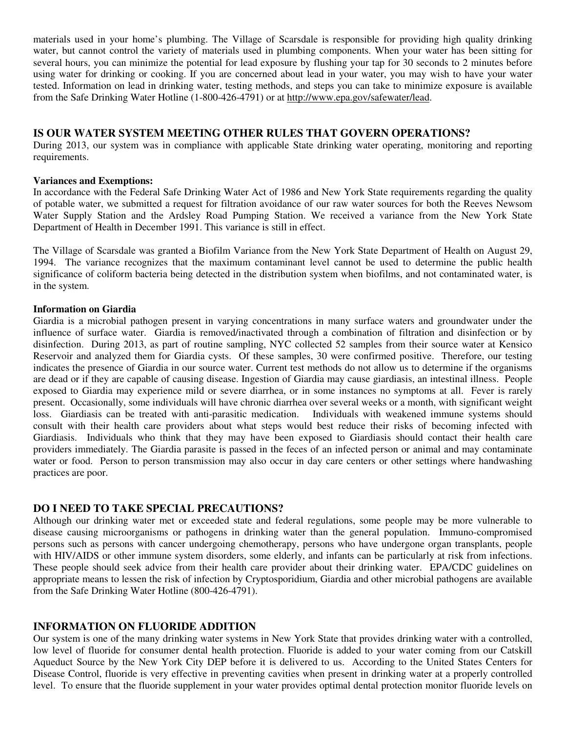materials used in your home's plumbing. The Village of Scarsdale is responsible for providing high quality drinking water, but cannot control the variety of materials used in plumbing components. When your water has been sitting for several hours, you can minimize the potential for lead exposure by flushing your tap for 30 seconds to 2 minutes before using water for drinking or cooking. If you are concerned about lead in your water, you may wish to have your water tested. Information on lead in drinking water, testing methods, and steps you can take to minimize exposure is available from the Safe Drinking Water Hotline (1-800-426-4791) or at http://www.epa.gov/safewater/lead.

## IS OUR WATER SYSTEM MEETING OTHER RULES THAT GOVERN OPERATIONS?

During 2013, our system was in compliance with applicable State drinking water operating, monitoring and reporting requirements.

**Variances and Exemptions:**

In accordance with the Federal Safe Drinking Water Act of 1986 and New York State requirements regarding the quality of potable water, we submitted a request for filtration avoidance of our raw water sources for both the Reeves Newsom Water Supply Station and the Ardsley Road Pumping Station. We received a variance from the New York State Department of Health in December 1991. This variance is still in effect.

The Village of Scarsdale was granted a Biofilm Variance from the New York State Department of Health on August 29, 1994. The variance recognizes that the maximum contaminant level cannot be used to determine the public health significance of coliform bacteria being detected in the distribution system when biofilms, and not contaminated water, is in the system.

**Information on Giardia**

Giardia is a microbial pathogen present in varying concentrations in many surface waters and groundwater under the influence of surface water. Giardia is removed/inactivated through a combination of filtration and disinfection or by disinfection. During 2013, as part of routine sampling, NYC collected 52 samples from their source water at Kensico Reservoir and analyzed them for Giardia cysts. Of these samples, 30 were confirmed positive. Therefore, our testing indicates the presence of Giardia in our source water. Current test methods do not allow us to determine if the organisms are dead or if they are capable of causing disease. Ingestion of Giardia may cause giardiasis, an intestinal illness. People exposed to Giardia may experience mild or severe diarrhea, or in some instances no symptoms at all. Fever is rarely present. Occasionally, some individuals will have chronic diarrhea over several weeks or a month, with significant weight loss. Giardiasis can be treated with anti-parasitic medication. Individuals with weakened immune systems should consult with their health care providers about what steps would best reduce their risks of becoming infected with Giardiasis. Individuals who think that they may have been exposed to Giardiasis should contact their health care providers immediately. The Giardia parasite is passed in the feces of an infected person or animal and may contaminate water or food. Person to person transmission may also occur in day care centers or other settings where handwashing practices are poor.

## DO I NEED TO TAKE SPECIAL PRECAUTIONS?

Although our drinking water met or exceeded state and federal regulations, some people may be more vulnerable to disease causing microorganisms or pathogens in drinking water than the general population. Immuno-compromised persons such as persons with cancer undergoing chemotherapy, persons who have undergone organ transplants, people with HIV/AIDS or other immune system disorders, some elderly, and infants can be particularly at risk from infections. These people should seek advice from their health care provider about their drinking water. EPA/CDC guidelines on appropriate means to lessen the risk of infection by Cryptosporidium, Giardia and other microbial pathogens are available from the Safe Drinking Water Hotline (800-426-4791).

## INFORMATION ON FLUORIDE ADDITION

Our system is one of the many drinking water systems in New York State that provides drinking water with a controlled, low level of fluoride for consumer dental health protection. Fluoride is added to your water coming from our Catskill Aqueduct Source by the New York City DEP before it is delivered to us. According to the United States Centers for Disease Control, fluoride is very effective in preventing cavities when present in drinking water at a properly controlled level. To ensure that the fluoride supplement in your water provides optimal dental protection monitor fluoride levels on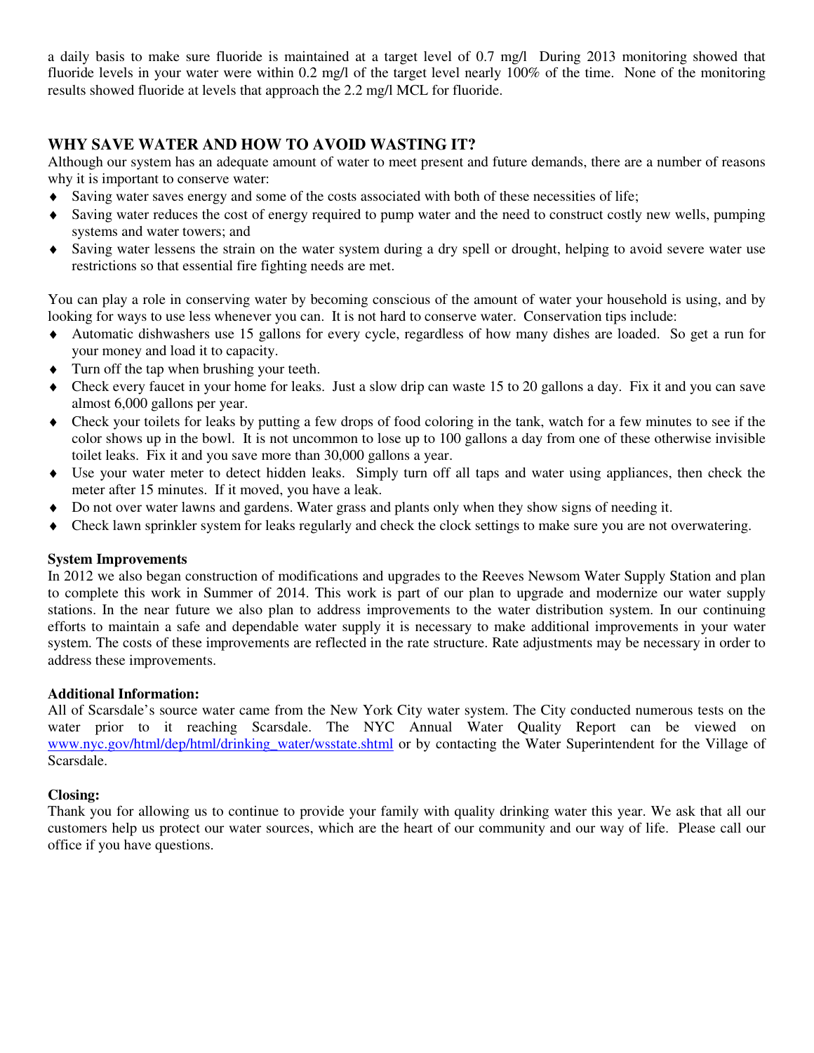a daily basis to make sure fluoride is maintained at a target level of 0.7 mg/l During 2013 monitoring showed that fluoride levels in your water were within 0.2 mg/l of the target level nearly 100% of the time. None of the monitoring results showed fluoride at levels that approach the 2.2 mg/l MCL for fluoride.

## WHY SAVE WATER AND HOW TO AVOID WASTING IT?

Although our system has an adequate amount of water to meet present and future demands, there are a number of reasons why it is important to conserve water:

- Saving water saves energy and some of the costs associated with both of these necessities of life;
- Saving water reduces the cost of energy required to pump water and the need to construct costly new wells, pumping systems and water towers; and
- Saving water lessens the strain on the water system during a dry spell or drought, helping to avoid severe water use restrictions so that essential fire fighting needs are met.

You can play a role in conserving water by becoming conscious of the amount of water your household is using, and by looking for ways to use less whenever you can. It is not hard to conserve water. Conservation tips include:

- Automatic dishwashers use 15 gallons for every cycle, regardless of how many dishes are loaded. So get a run for your money and load it to capacity.
- Turn off the tap when brushing your teeth.
- Check every faucet in your home for leaks. Just a slow drip can waste 15 to 20 gallons a day. Fix it and you can save almost 6,000 gallons per year.
- Check your toilets for leaks by putting a few drops of food coloring in the tank, watch for a few minutes to see if the color shows up in the bowl. It is not uncommon to lose up to 100 gallons a day from one of these otherwise invisible toilet leaks. Fix it and you save more than 30,000 gallons a year.
- Use your water meter to detect hidden leaks. Simply turn off all taps and water using appliances, then check the meter after 15 minutes. If it moved, you have a leak.
- Do not over water lawns and gardens. Water grass and plants only when they show signs of needing it.
- Check lawn sprinkler system for leaks regularly and check the clock settings to make sure you are not overwatering.

**System Improvements**

In 2012 we also began construction of modifications and upgrades to the Reeves Newsom Water Supply Station and plan to complete this work in Summer of 2014. This work is part of our plan to upgrade and modernize our water supply stations. In the near future we also plan to address improvements to the water distribution system. In our continuing efforts to maintain a safe and dependable water supply it is necessary to make additional improvements in your water system. The costs of these improvements are reflected in the rate structure. Rate adjustments may be necessary in order to address these improvements.

**Additional Information:**

All of Scarsdale's source water came from the New York City water system. The City conducted numerous tests on the water prior to it reaching Scarsdale. The NYC Annual Water Quality Report can be viewed on www.nyc.gov/html/dep/html/drinking_water/wsstate.shtml or by contacting the Water Superintendent for the Village of Scarsdale.

**Closing:**

Thank you for allowing us to continue to provide your family with quality drinking water this year. We ask that all our customers help us protect our water sources, which are the heart of our community and our way of life. Please call our office if you have questions.